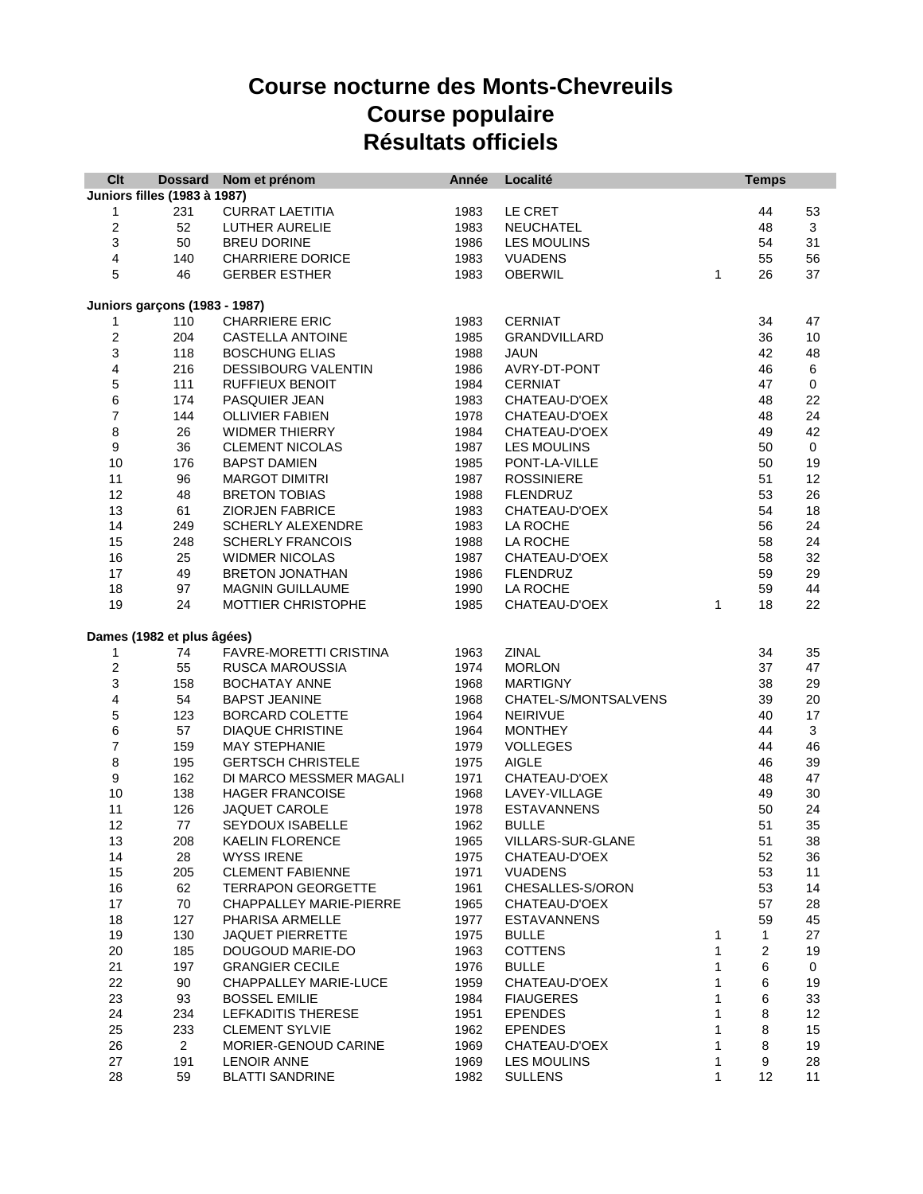# Course nocturne des Monts-Chevreuils
# Course populaire
# Résultats officiels

| Clt | Dossard | Nom et prénom | Année | Localité | Temps | | |
|---|---|---|---|---|---|---|---|
| **Juniors filles (1983 à 1987)** | | | | | | | |
| 1 | 231 | CURRAT LAETITIA | 1983 | LE CRET | | 44 | 53 |
| 2 | 52 | LUTHER AURELIE | 1983 | NEUCHATEL | | 48 | 3 |
| 3 | 50 | BREU DORINE | 1986 | LES MOULINS | | 54 | 31 |
| 4 | 140 | CHARRIERE DORICE | 1983 | VUADENS | | 55 | 56 |
| 5 | 46 | GERBER ESTHER | 1983 | OBERWIL | 1 | 26 | 37 |
| **Juniors garçons (1983 - 1987)** | | | | | | | |
| 1 | 110 | CHARRIERE ERIC | 1983 | CERNIAT | | 34 | 47 |
| 2 | 204 | CASTELLA ANTOINE | 1985 | GRANDVILLARD | | 36 | 10 |
| 3 | 118 | BOSCHUNG ELIAS | 1988 | JAUN | | 42 | 48 |
| 4 | 216 | DESSIBOURG VALENTIN | 1986 | AVRY-DT-PONT | | 46 | 6 |
| 5 | 111 | RUFFIEUX BENOIT | 1984 | CERNIAT | | 47 | 0 |
| 6 | 174 | PASQUIER JEAN | 1983 | CHATEAU-D'OEX | | 48 | 22 |
| 7 | 144 | OLLIVIER FABIEN | 1978 | CHATEAU-D'OEX | | 48 | 24 |
| 8 | 26 | WIDMER THIERRY | 1984 | CHATEAU-D'OEX | | 49 | 42 |
| 9 | 36 | CLEMENT NICOLAS | 1987 | LES MOULINS | | 50 | 0 |
| 10 | 176 | BAPST DAMIEN | 1985 | PONT-LA-VILLE | | 50 | 19 |
| 11 | 96 | MARGOT DIMITRI | 1987 | ROSSINIERE | | 51 | 12 |
| 12 | 48 | BRETON TOBIAS | 1988 | FLENDRUZ | | 53 | 26 |
| 13 | 61 | ZIORJEN FABRICE | 1983 | CHATEAU-D'OEX | | 54 | 18 |
| 14 | 249 | SCHERLY ALEXENDRE | 1983 | LA ROCHE | | 56 | 24 |
| 15 | 248 | SCHERLY FRANCOIS | 1988 | LA ROCHE | | 58 | 24 |
| 16 | 25 | WIDMER NICOLAS | 1987 | CHATEAU-D'OEX | | 58 | 32 |
| 17 | 49 | BRETON JONATHAN | 1986 | FLENDRUZ | | 59 | 29 |
| 18 | 97 | MAGNIN GUILLAUME | 1990 | LA ROCHE | | 59 | 44 |
| 19 | 24 | MOTTIER CHRISTOPHE | 1985 | CHATEAU-D'OEX | 1 | 18 | 22 |
| **Dames (1982 et plus âgées)** | | | | | | | |
| 1 | 74 | FAVRE-MORETTI CRISTINA | 1963 | ZINAL | | 34 | 35 |
| 2 | 55 | RUSCA MAROUSSIA | 1974 | MORLON | | 37 | 47 |
| 3 | 158 | BOCHATAY ANNE | 1968 | MARTIGNY | | 38 | 29 |
| 4 | 54 | BAPST JEANINE | 1968 | CHATEL-S/MONTSALVENS | | 39 | 20 |
| 5 | 123 | BORCARD COLETTE | 1964 | NEIRIVUE | | 40 | 17 |
| 6 | 57 | DIAQUE CHRISTINE | 1964 | MONTHEY | | 44 | 3 |
| 7 | 159 | MAY STEPHANIE | 1979 | VOLLEGES | | 44 | 46 |
| 8 | 195 | GERTSCH CHRISTELE | 1975 | AIGLE | | 46 | 39 |
| 9 | 162 | DI MARCO MESSMER MAGALI | 1971 | CHATEAU-D'OEX | | 48 | 47 |
| 10 | 138 | HAGER FRANCOISE | 1968 | LAVEY-VILLAGE | | 49 | 30 |
| 11 | 126 | JAQUET CAROLE | 1978 | ESTAVANNENS | | 50 | 24 |
| 12 | 77 | SEYDOUX ISABELLE | 1962 | BULLE | | 51 | 35 |
| 13 | 208 | KAELIN FLORENCE | 1965 | VILLARS-SUR-GLANE | | 51 | 38 |
| 14 | 28 | WYSS IRENE | 1975 | CHATEAU-D'OEX | | 52 | 36 |
| 15 | 205 | CLEMENT FABIENNE | 1971 | VUADENS | | 53 | 11 |
| 16 | 62 | TERRAPON GEORGETTE | 1961 | CHESALLES-S/ORON | | 53 | 14 |
| 17 | 70 | CHAPPALLEY MARIE-PIERRE | 1965 | CHATEAU-D'OEX | | 57 | 28 |
| 18 | 127 | PHARISA ARMELLE | 1977 | ESTAVANNENS | | 59 | 45 |
| 19 | 130 | JAQUET PIERRETTE | 1975 | BULLE | 1 | 1 | 27 |
| 20 | 185 | DOUGOUD MARIE-DO | 1963 | COTTENS | 1 | 2 | 19 |
| 21 | 197 | GRANGIER CECILE | 1976 | BULLE | 1 | 6 | 0 |
| 22 | 90 | CHAPPALLEY MARIE-LUCE | 1959 | CHATEAU-D'OEX | 1 | 6 | 19 |
| 23 | 93 | BOSSEL EMILIE | 1984 | FIAUGERES | 1 | 6 | 33 |
| 24 | 234 | LEFKADITIS THERESE | 1951 | EPENDES | 1 | 8 | 12 |
| 25 | 233 | CLEMENT SYLVIE | 1962 | EPENDES | 1 | 8 | 15 |
| 26 | 2 | MORIER-GENOUD CARINE | 1969 | CHATEAU-D'OEX | 1 | 8 | 19 |
| 27 | 191 | LENOIR ANNE | 1969 | LES MOULINS | 1 | 9 | 28 |
| 28 | 59 | BLATTI SANDRINE | 1982 | SULLENS | 1 | 12 | 11 |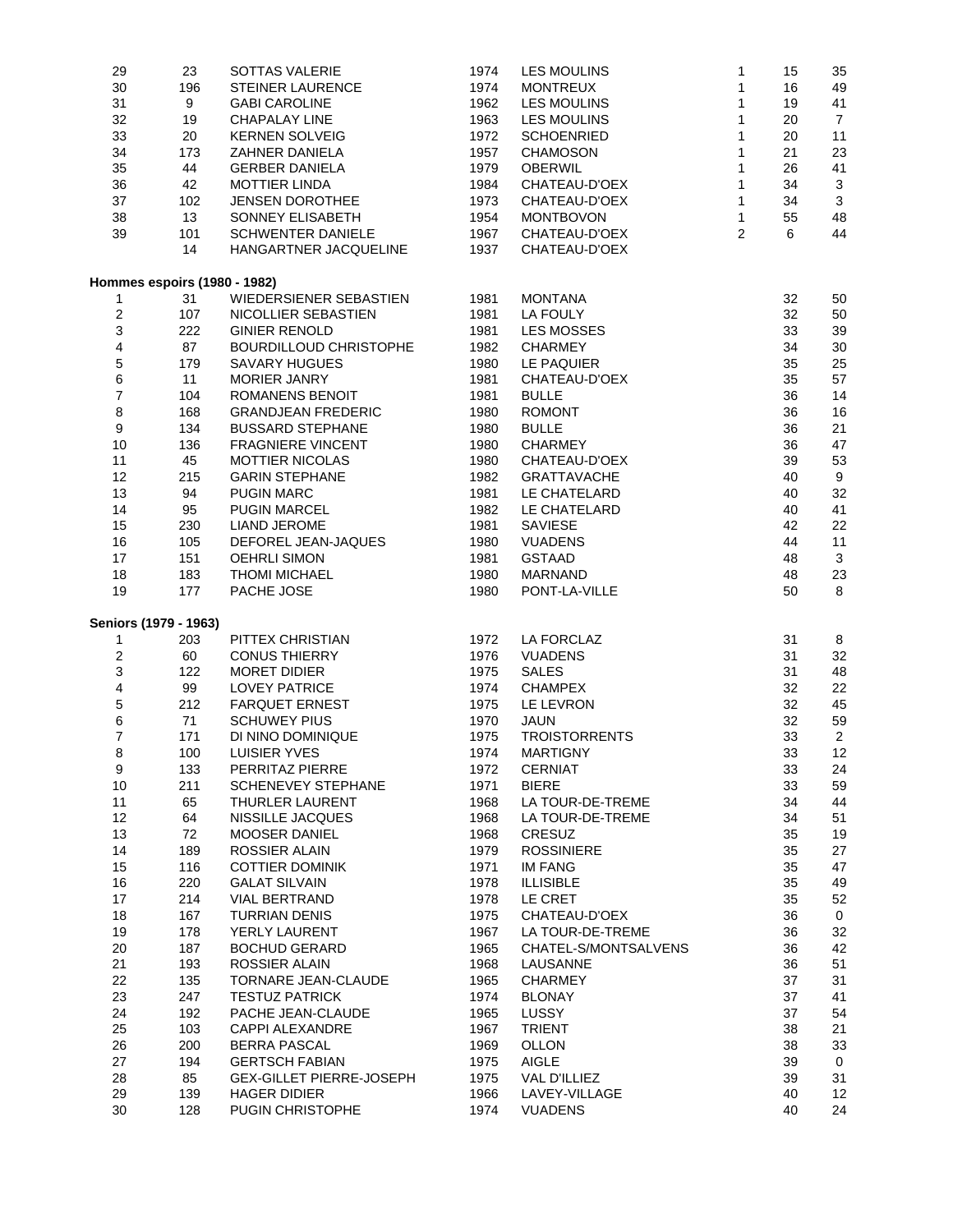| | | | | | | | |
|---|---|---|---|---|---|---|---|
| 29 | 23 | SOTTAS VALERIE | 1974 | LES MOULINS | 1 | 15 | 35 |
| 30 | 196 | STEINER LAURENCE | 1974 | MONTREUX | 1 | 16 | 49 |
| 31 | 9 | GABI CAROLINE | 1962 | LES MOULINS | 1 | 19 | 41 |
| 32 | 19 | CHAPALAY LINE | 1963 | LES MOULINS | 1 | 20 | 7 |
| 33 | 20 | KERNEN SOLVEIG | 1972 | SCHOENRIED | 1 | 20 | 11 |
| 34 | 173 | ZAHNER DANIELA | 1957 | CHAMOSON | 1 | 21 | 23 |
| 35 | 44 | GERBER DANIELA | 1979 | OBERWIL | 1 | 26 | 41 |
| 36 | 42 | MOTTIER LINDA | 1984 | CHATEAU-D'OEX | 1 | 34 | 3 |
| 37 | 102 | JENSEN DOROTHEE | 1973 | CHATEAU-D'OEX | 1 | 34 | 3 |
| 38 | 13 | SONNEY ELISABETH | 1954 | MONTBOVON | 1 | 55 | 48 |
| 39 | 101 | SCHWENTER DANIELE | 1967 | CHATEAU-D'OEX | 2 | 6 | 44 |
| | 14 | HANGARTNER JACQUELINE | 1937 | CHATEAU-D'OEX | | | |

**Hommes espoirs (1980 - 1982)**

| | | | | | | | |
|---|---|---|---|---|---|---|---|
| 1 | 31 | WIEDERSIENER SEBASTIEN | 1981 | MONTANA | | 32 | 50 |
| 2 | 107 | NICOLLIER SEBASTIEN | 1981 | LA FOULY | | 32 | 50 |
| 3 | 222 | GINIER RENOLD | 1981 | LES MOSSES | | 33 | 39 |
| 4 | 87 | BOURDILLOUD CHRISTOPHE | 1982 | CHARMEY | | 34 | 30 |
| 5 | 179 | SAVARY HUGUES | 1980 | LE PAQUIER | | 35 | 25 |
| 6 | 11 | MORIER JANRY | 1981 | CHATEAU-D'OEX | | 35 | 57 |
| 7 | 104 | ROMANENS BENOIT | 1981 | BULLE | | 36 | 14 |
| 8 | 168 | GRANDJEAN FREDERIC | 1980 | ROMONT | | 36 | 16 |
| 9 | 134 | BUSSARD STEPHANE | 1980 | BULLE | | 36 | 21 |
| 10 | 136 | FRAGNIERE VINCENT | 1980 | CHARMEY | | 36 | 47 |
| 11 | 45 | MOTTIER NICOLAS | 1980 | CHATEAU-D'OEX | | 39 | 53 |
| 12 | 215 | GARIN STEPHANE | 1982 | GRATTAVACHE | | 40 | 9 |
| 13 | 94 | PUGIN MARC | 1981 | LE CHATELARD | | 40 | 32 |
| 14 | 95 | PUGIN MARCEL | 1982 | LE CHATELARD | | 40 | 41 |
| 15 | 230 | LIAND JEROME | 1981 | SAVIESE | | 42 | 22 |
| 16 | 105 | DEFOREL JEAN-JAQUES | 1980 | VUADENS | | 44 | 11 |
| 17 | 151 | OEHRLI SIMON | 1981 | GSTAAD | | 48 | 3 |
| 18 | 183 | THOMI MICHAEL | 1980 | MARNAND | | 48 | 23 |
| 19 | 177 | PACHE JOSE | 1980 | PONT-LA-VILLE | | 50 | 8 |

**Seniors (1979 - 1963)**

| | | | | | | | |
|---|---|---|---|---|---|---|---|
| 1 | 203 | PITTEX CHRISTIAN | 1972 | LA FORCLAZ | | 31 | 8 |
| 2 | 60 | CONUS THIERRY | 1976 | VUADENS | | 31 | 32 |
| 3 | 122 | MORET DIDIER | 1975 | SALES | | 31 | 48 |
| 4 | 99 | LOVEY PATRICE | 1974 | CHAMPEX | | 32 | 22 |
| 5 | 212 | FARQUET ERNEST | 1975 | LE LEVRON | | 32 | 45 |
| 6 | 71 | SCHUWEY PIUS | 1970 | JAUN | | 32 | 59 |
| 7 | 171 | DI NINO DOMINIQUE | 1975 | TROISTORRENTS | | 33 | 2 |
| 8 | 100 | LUISIER YVES | 1974 | MARTIGNY | | 33 | 12 |
| 9 | 133 | PERRITAZ PIERRE | 1972 | CERNIAT | | 33 | 24 |
| 10 | 211 | SCHENEVEY STEPHANE | 1971 | BIERE | | 33 | 59 |
| 11 | 65 | THURLER LAURENT | 1968 | LA TOUR-DE-TREME | | 34 | 44 |
| 12 | 64 | NISSILLE JACQUES | 1968 | LA TOUR-DE-TREME | | 34 | 51 |
| 13 | 72 | MOOSER DANIEL | 1968 | CRESUZ | | 35 | 19 |
| 14 | 189 | ROSSIER ALAIN | 1979 | ROSSINIERE | | 35 | 27 |
| 15 | 116 | COTTIER DOMINIK | 1971 | IM FANG | | 35 | 47 |
| 16 | 220 | GALAT SILVAIN | 1978 | ILLISIBLE | | 35 | 49 |
| 17 | 214 | VIAL BERTRAND | 1978 | LE CRET | | 35 | 52 |
| 18 | 167 | TURRIAN DENIS | 1975 | CHATEAU-D'OEX | | 36 | 0 |
| 19 | 178 | YERLY LAURENT | 1967 | LA TOUR-DE-TREME | | 36 | 32 |
| 20 | 187 | BOCHUD GERARD | 1965 | CHATEL-S/MONTSALVENS | | 36 | 42 |
| 21 | 193 | ROSSIER ALAIN | 1968 | LAUSANNE | | 36 | 51 |
| 22 | 135 | TORNARE JEAN-CLAUDE | 1965 | CHARMEY | | 37 | 31 |
| 23 | 247 | TESTUZ PATRICK | 1974 | BLONAY | | 37 | 41 |
| 24 | 192 | PACHE JEAN-CLAUDE | 1965 | LUSSY | | 37 | 54 |
| 25 | 103 | CAPPI ALEXANDRE | 1967 | TRIENT | | 38 | 21 |
| 26 | 200 | BERRA PASCAL | 1969 | OLLON | | 38 | 33 |
| 27 | 194 | GERTSCH FABIAN | 1975 | AIGLE | | 39 | 0 |
| 28 | 85 | GEX-GILLET PIERRE-JOSEPH | 1975 | VAL D'ILLIEZ | | 39 | 31 |
| 29 | 139 | HAGER DIDIER | 1966 | LAVEY-VILLAGE | | 40 | 12 |
| 30 | 128 | PUGIN CHRISTOPHE | 1974 | VUADENS | | 40 | 24 |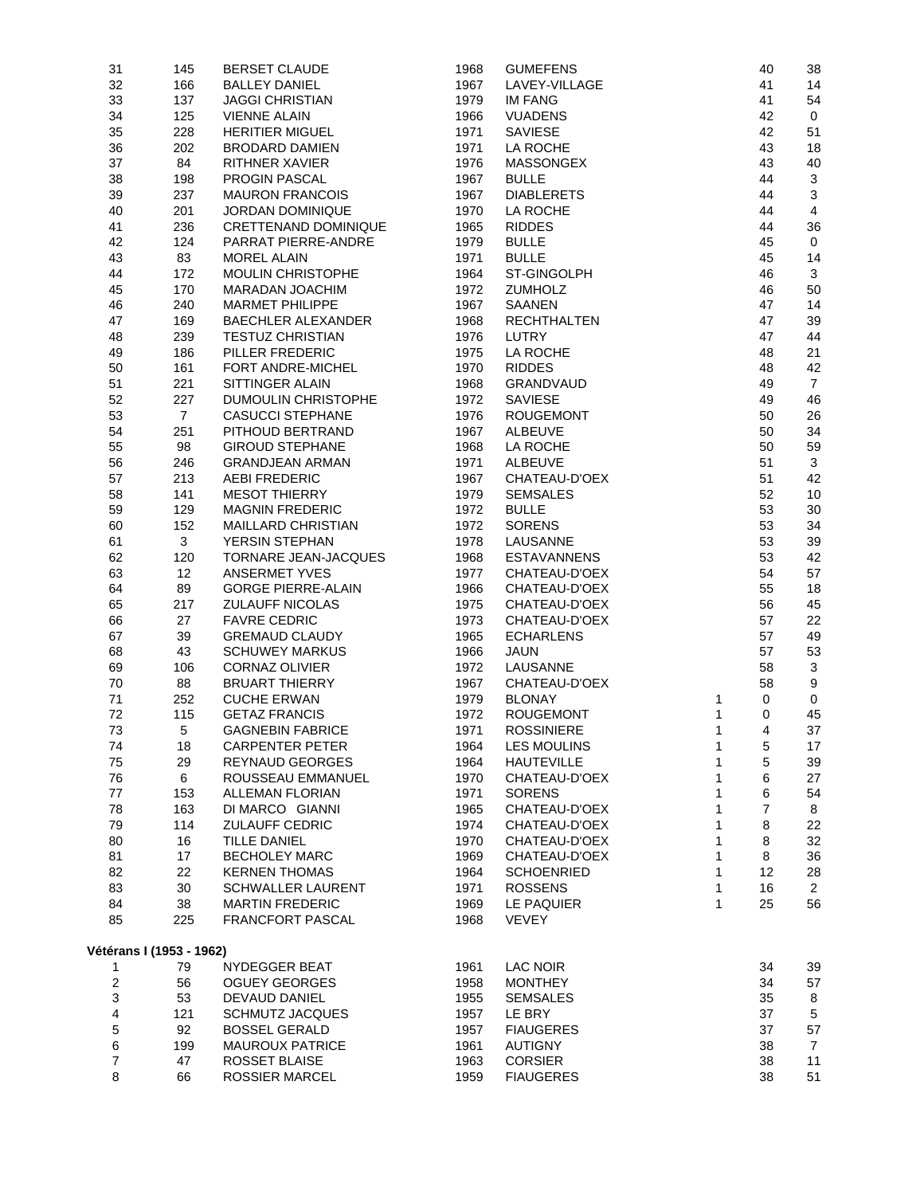| | | | | | | | |
|---|---|---|---|---|---|---|---|
| 31 | 145 | BERSET CLAUDE | 1968 | GUMEFENS | | 40 | 38 |
| 32 | 166 | BALLEY DANIEL | 1967 | LAVEY-VILLAGE | | 41 | 14 |
| 33 | 137 | JAGGI CHRISTIAN | 1979 | IM FANG | | 41 | 54 |
| 34 | 125 | VIENNE ALAIN | 1966 | VUADENS | | 42 | 0 |
| 35 | 228 | HERITIER MIGUEL | 1971 | SAVIESE | | 42 | 51 |
| 36 | 202 | BRODARD DAMIEN | 1971 | LA ROCHE | | 43 | 18 |
| 37 | 84 | RITHNER XAVIER | 1976 | MASSONGEX | | 43 | 40 |
| 38 | 198 | PROGIN PASCAL | 1967 | BULLE | | 44 | 3 |
| 39 | 237 | MAURON FRANCOIS | 1967 | DIABLERETS | | 44 | 3 |
| 40 | 201 | JORDAN DOMINIQUE | 1970 | LA ROCHE | | 44 | 4 |
| 41 | 236 | CRETTENAND DOMINIQUE | 1965 | RIDDES | | 44 | 36 |
| 42 | 124 | PARRAT PIERRE-ANDRE | 1979 | BULLE | | 45 | 0 |
| 43 | 83 | MOREL ALAIN | 1971 | BULLE | | 45 | 14 |
| 44 | 172 | MOULIN CHRISTOPHE | 1964 | ST-GINGOLPH | | 46 | 3 |
| 45 | 170 | MARADAN JOACHIM | 1972 | ZUMHOLZ | | 46 | 50 |
| 46 | 240 | MARMET PHILIPPE | 1967 | SAANEN | | 47 | 14 |
| 47 | 169 | BAECHLER ALEXANDER | 1968 | RECHTHALTEN | | 47 | 39 |
| 48 | 239 | TESTUZ CHRISTIAN | 1976 | LUTRY | | 47 | 44 |
| 49 | 186 | PILLER FREDERIC | 1975 | LA ROCHE | | 48 | 21 |
| 50 | 161 | FORT ANDRE-MICHEL | 1970 | RIDDES | | 48 | 42 |
| 51 | 221 | SITTINGER ALAIN | 1968 | GRANDVAUD | | 49 | 7 |
| 52 | 227 | DUMOULIN CHRISTOPHE | 1972 | SAVIESE | | 49 | 46 |
| 53 | 7 | CASUCCI STEPHANE | 1976 | ROUGEMONT | | 50 | 26 |
| 54 | 251 | PITHOUD BERTRAND | 1967 | ALBEUVE | | 50 | 34 |
| 55 | 98 | GIROUD STEPHANE | 1968 | LA ROCHE | | 50 | 59 |
| 56 | 246 | GRANDJEAN ARMAN | 1971 | ALBEUVE | | 51 | 3 |
| 57 | 213 | AEBI FREDERIC | 1967 | CHATEAU-D'OEX | | 51 | 42 |
| 58 | 141 | MESOT THIERRY | 1979 | SEMSALES | | 52 | 10 |
| 59 | 129 | MAGNIN FREDERIC | 1972 | BULLE | | 53 | 30 |
| 60 | 152 | MAILLARD CHRISTIAN | 1972 | SORENS | | 53 | 34 |
| 61 | 3 | YERSIN STEPHAN | 1978 | LAUSANNE | | 53 | 39 |
| 62 | 120 | TORNARE JEAN-JACQUES | 1968 | ESTAVANNENS | | 53 | 42 |
| 63 | 12 | ANSERMET YVES | 1977 | CHATEAU-D'OEX | | 54 | 57 |
| 64 | 89 | GORGE PIERRE-ALAIN | 1966 | CHATEAU-D'OEX | | 55 | 18 |
| 65 | 217 | ZULAUFF NICOLAS | 1975 | CHATEAU-D'OEX | | 56 | 45 |
| 66 | 27 | FAVRE CEDRIC | 1973 | CHATEAU-D'OEX | | 57 | 22 |
| 67 | 39 | GREMAUD CLAUDY | 1965 | ECHARLENS | | 57 | 49 |
| 68 | 43 | SCHUWEY MARKUS | 1966 | JAUN | | 57 | 53 |
| 69 | 106 | CORNAZ OLIVIER | 1972 | LAUSANNE | | 58 | 3 |
| 70 | 88 | BRUART THIERRY | 1967 | CHATEAU-D'OEX | | 58 | 9 |
| 71 | 252 | CUCHE ERWAN | 1979 | BLONAY | 1 | 0 | 0 |
| 72 | 115 | GETAZ FRANCIS | 1972 | ROUGEMONT | 1 | 0 | 45 |
| 73 | 5 | GAGNEBIN FABRICE | 1971 | ROSSINIERE | 1 | 4 | 37 |
| 74 | 18 | CARPENTER PETER | 1964 | LES MOULINS | 1 | 5 | 17 |
| 75 | 29 | REYNAUD GEORGES | 1964 | HAUTEVILLE | 1 | 5 | 39 |
| 76 | 6 | ROUSSEAU EMMANUEL | 1970 | CHATEAU-D'OEX | 1 | 6 | 27 |
| 77 | 153 | ALLEMAN FLORIAN | 1971 | SORENS | 1 | 6 | 54 |
| 78 | 163 | DI MARCO GIANNI | 1965 | CHATEAU-D'OEX | 1 | 7 | 8 |
| 79 | 114 | ZULAUFF CEDRIC | 1974 | CHATEAU-D'OEX | 1 | 8 | 22 |
| 80 | 16 | TILLE DANIEL | 1970 | CHATEAU-D'OEX | 1 | 8 | 32 |
| 81 | 17 | BECHOLEY MARC | 1969 | CHATEAU-D'OEX | 1 | 8 | 36 |
| 82 | 22 | KERNEN THOMAS | 1964 | SCHOENRIED | 1 | 12 | 28 |
| 83 | 30 | SCHWALLER LAURENT | 1971 | ROSSENS | 1 | 16 | 2 |
| 84 | 38 | MARTIN FREDERIC | 1969 | LE PAQUIER | 1 | 25 | 56 |
| 85 | 225 | FRANCFORT PASCAL | 1968 | VEVEY | | | |

**Vétérans I (1953 - 1962)**

| | | | | | | | |
|---|---|---|---|---|---|---|---|
| 1 | 79 | NYDEGGER BEAT | 1961 | LAC NOIR | | 34 | 39 |
| 2 | 56 | OGUEY GEORGES | 1958 | MONTHEY | | 34 | 57 |
| 3 | 53 | DEVAUD DANIEL | 1955 | SEMSALES | | 35 | 8 |
| 4 | 121 | SCHMUTZ JACQUES | 1957 | LE BRY | | 37 | 5 |
| 5 | 92 | BOSSEL GERALD | 1957 | FIAUGERES | | 37 | 57 |
| 6 | 199 | MAUROUX PATRICE | 1961 | AUTIGNY | | 38 | 7 |
| 7 | 47 | ROSSET BLAISE | 1963 | CORSIER | | 38 | 11 |
| 8 | 66 | ROSSIER MARCEL | 1959 | FIAUGERES | | 38 | 51 |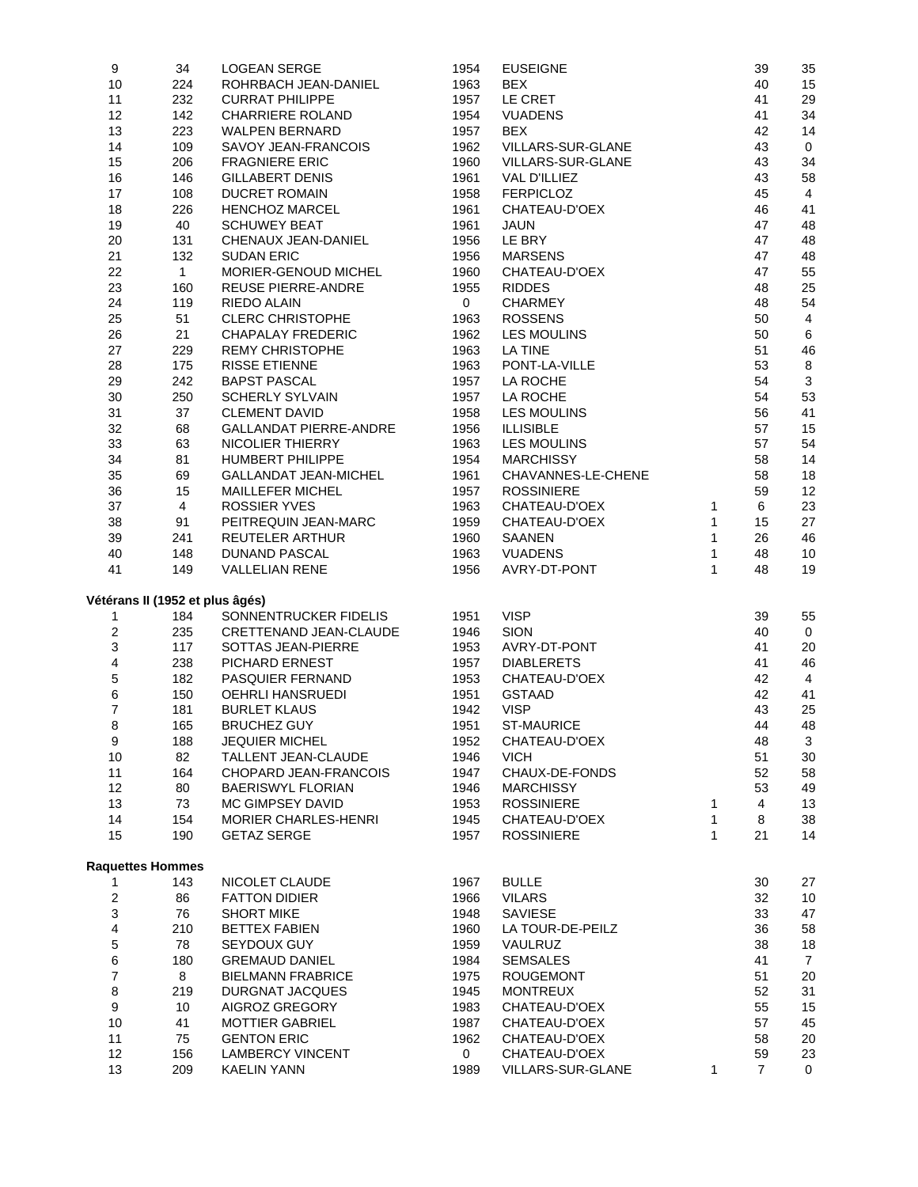| | | | | | | | |
|---|---|---|---|---|---|---|---|
| 9 | 34 | LOGEAN SERGE | 1954 | EUSEIGNE | | 39 | 35 |
| 10 | 224 | ROHRBACH JEAN-DANIEL | 1963 | BEX | | 40 | 15 |
| 11 | 232 | CURRAT PHILIPPE | 1957 | LE CRET | | 41 | 29 |
| 12 | 142 | CHARRIERE ROLAND | 1954 | VUADENS | | 41 | 34 |
| 13 | 223 | WALPEN BERNARD | 1957 | BEX | | 42 | 14 |
| 14 | 109 | SAVOY JEAN-FRANCOIS | 1962 | VILLARS-SUR-GLANE | | 43 | 0 |
| 15 | 206 | FRAGNIERE ERIC | 1960 | VILLARS-SUR-GLANE | | 43 | 34 |
| 16 | 146 | GILLABERT DENIS | 1961 | VAL D'ILLIEZ | | 43 | 58 |
| 17 | 108 | DUCRET ROMAIN | 1958 | FERPICLOZ | | 45 | 4 |
| 18 | 226 | HENCHOZ MARCEL | 1961 | CHATEAU-D'OEX | | 46 | 41 |
| 19 | 40 | SCHUWEY BEAT | 1961 | JAUN | | 47 | 48 |
| 20 | 131 | CHENAUX JEAN-DANIEL | 1956 | LE BRY | | 47 | 48 |
| 21 | 132 | SUDAN ERIC | 1956 | MARSENS | | 47 | 48 |
| 22 | 1 | MORIER-GENOUD MICHEL | 1960 | CHATEAU-D'OEX | | 47 | 55 |
| 23 | 160 | REUSE PIERRE-ANDRE | 1955 | RIDDES | | 48 | 25 |
| 24 | 119 | RIEDO ALAIN | 0 | CHARMEY | | 48 | 54 |
| 25 | 51 | CLERC CHRISTOPHE | 1963 | ROSSENS | | 50 | 4 |
| 26 | 21 | CHAPALAY FREDERIC | 1962 | LES MOULINS | | 50 | 6 |
| 27 | 229 | REMY CHRISTOPHE | 1963 | LA TINE | | 51 | 46 |
| 28 | 175 | RISSE ETIENNE | 1963 | PONT-LA-VILLE | | 53 | 8 |
| 29 | 242 | BAPST PASCAL | 1957 | LA ROCHE | | 54 | 3 |
| 30 | 250 | SCHERLY SYLVAIN | 1957 | LA ROCHE | | 54 | 53 |
| 31 | 37 | CLEMENT DAVID | 1958 | LES MOULINS | | 56 | 41 |
| 32 | 68 | GALLANDAT PIERRE-ANDRE | 1956 | ILLISIBLE | | 57 | 15 |
| 33 | 63 | NICOLIER THIERRY | 1963 | LES MOULINS | | 57 | 54 |
| 34 | 81 | HUMBERT PHILIPPE | 1954 | MARCHISSY | | 58 | 14 |
| 35 | 69 | GALLANDAT JEAN-MICHEL | 1961 | CHAVANNES-LE-CHENE | | 58 | 18 |
| 36 | 15 | MAILLEFER MICHEL | 1957 | ROSSINIERE | | 59 | 12 |
| 37 | 4 | ROSSIER YVES | 1963 | CHATEAU-D'OEX | 1 | 6 | 23 |
| 38 | 91 | PEITREQUIN JEAN-MARC | 1959 | CHATEAU-D'OEX | 1 | 15 | 27 |
| 39 | 241 | REUTELER ARTHUR | 1960 | SAANEN | 1 | 26 | 46 |
| 40 | 148 | DUNAND PASCAL | 1963 | VUADENS | 1 | 48 | 10 |
| 41 | 149 | VALLELIAN RENE | 1956 | AVRY-DT-PONT | 1 | 48 | 19 |

**Vétérans II (1952 et plus âgés)**

| | | | | | | | |
|---|---|---|---|---|---|---|---|
| 1 | 184 | SONNENTRUCKER FIDELIS | 1951 | VISP | | 39 | 55 |
| 2 | 235 | CRETTENAND JEAN-CLAUDE | 1946 | SION | | 40 | 0 |
| 3 | 117 | SOTTAS JEAN-PIERRE | 1953 | AVRY-DT-PONT | | 41 | 20 |
| 4 | 238 | PICHARD ERNEST | 1957 | DIABLERETS | | 41 | 46 |
| 5 | 182 | PASQUIER FERNAND | 1953 | CHATEAU-D'OEX | | 42 | 4 |
| 6 | 150 | OEHRLI HANSRUEDI | 1951 | GSTAAD | | 42 | 41 |
| 7 | 181 | BURLET KLAUS | 1942 | VISP | | 43 | 25 |
| 8 | 165 | BRUCHEZ GUY | 1951 | ST-MAURICE | | 44 | 48 |
| 9 | 188 | JEQUIER MICHEL | 1952 | CHATEAU-D'OEX | | 48 | 3 |
| 10 | 82 | TALLENT JEAN-CLAUDE | 1946 | VICH | | 51 | 30 |
| 11 | 164 | CHOPARD JEAN-FRANCOIS | 1947 | CHAUX-DE-FONDS | | 52 | 58 |
| 12 | 80 | BAERISWYL FLORIAN | 1946 | MARCHISSY | | 53 | 49 |
| 13 | 73 | MC GIMPSEY DAVID | 1953 | ROSSINIERE | 1 | 4 | 13 |
| 14 | 154 | MORIER CHARLES-HENRI | 1945 | CHATEAU-D'OEX | 1 | 8 | 38 |
| 15 | 190 | GETAZ SERGE | 1957 | ROSSINIERE | 1 | 21 | 14 |

**Raquettes Hommes**

| | | | | | | | |
|---|---|---|---|---|---|---|---|
| 1 | 143 | NICOLET CLAUDE | 1967 | BULLE | | 30 | 27 |
| 2 | 86 | FATTON DIDIER | 1966 | VILARS | | 32 | 10 |
| 3 | 76 | SHORT MIKE | 1948 | SAVIESE | | 33 | 47 |
| 4 | 210 | BETTEX FABIEN | 1960 | LA TOUR-DE-PEILZ | | 36 | 58 |
| 5 | 78 | SEYDOUX GUY | 1959 | VAULRUZ | | 38 | 18 |
| 6 | 180 | GREMAUD DANIEL | 1984 | SEMSALES | | 41 | 7 |
| 7 | 8 | BIELMANN FRABRICE | 1975 | ROUGEMONT | | 51 | 20 |
| 8 | 219 | DURGNAT JACQUES | 1945 | MONTREUX | | 52 | 31 |
| 9 | 10 | AIGROZ GREGORY | 1983 | CHATEAU-D'OEX | | 55 | 15 |
| 10 | 41 | MOTTIER GABRIEL | 1987 | CHATEAU-D'OEX | | 57 | 45 |
| 11 | 75 | GENTON ERIC | 1962 | CHATEAU-D'OEX | | 58 | 20 |
| 12 | 156 | LAMBERCY VINCENT | 0 | CHATEAU-D'OEX | | 59 | 23 |
| 13 | 209 | KAELIN YANN | 1989 | VILLARS-SUR-GLANE | 1 | 7 | 0 |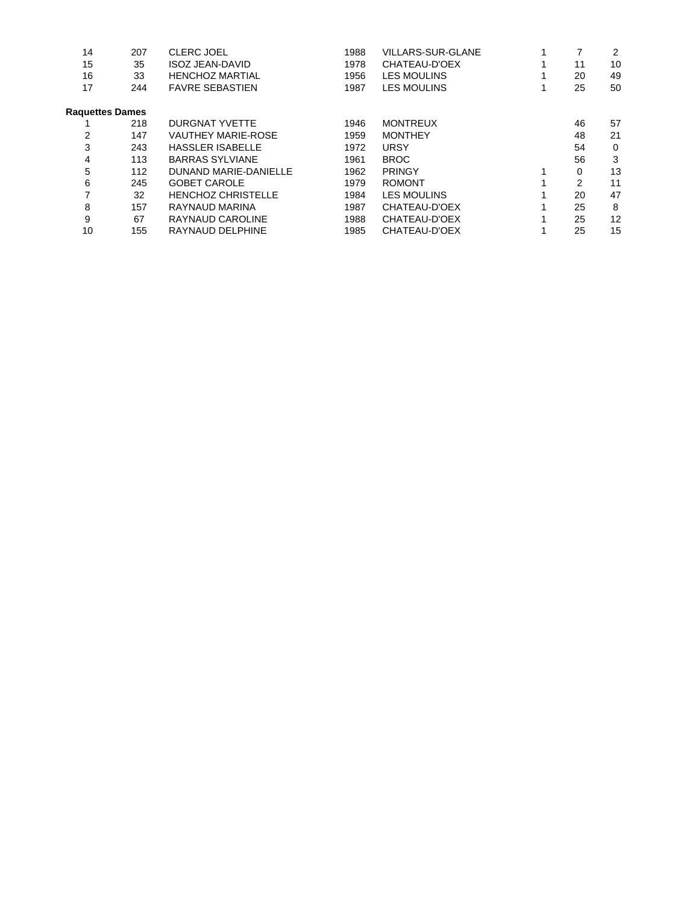| | | | | | | | |
|---|---|---|---|---|---|---|---|
| 14 | 207 | CLERC JOEL | 1988 | VILLARS-SUR-GLANE | 1 | 7 | 2 |
| 15 | 35 | ISOZ JEAN-DAVID | 1978 | CHATEAU-D'OEX | 1 | 11 | 10 |
| 16 | 33 | HENCHOZ MARTIAL | 1956 | LES MOULINS | 1 | 20 | 49 |
| 17 | 244 | FAVRE SEBASTIEN | 1987 | LES MOULINS | 1 | 25 | 50 |

**Raquettes Dames**

| | | | | | | | |
|---|---|---|---|---|---|---|---|
| 1 | 218 | DURGNAT YVETTE | 1946 | MONTREUX | | 46 | 57 |
| 2 | 147 | VAUTHEY MARIE-ROSE | 1959 | MONTHEY | | 48 | 21 |
| 3 | 243 | HASSLER ISABELLE | 1972 | URSY | | 54 | 0 |
| 4 | 113 | BARRAS SYLVIANE | 1961 | BROC | | 56 | 3 |
| 5 | 112 | DUNAND MARIE-DANIELLE | 1962 | PRINGY | 1 | 0 | 13 |
| 6 | 245 | GOBET CAROLE | 1979 | ROMONT | 1 | 2 | 11 |
| 7 | 32 | HENCHOZ CHRISTELLE | 1984 | LES MOULINS | 1 | 20 | 47 |
| 8 | 157 | RAYNAUD MARINA | 1987 | CHATEAU-D'OEX | 1 | 25 | 8 |
| 9 | 67 | RAYNAUD CAROLINE | 1988 | CHATEAU-D'OEX | 1 | 25 | 12 |
| 10 | 155 | RAYNAUD DELPHINE | 1985 | CHATEAU-D'OEX | 1 | 25 | 15 |